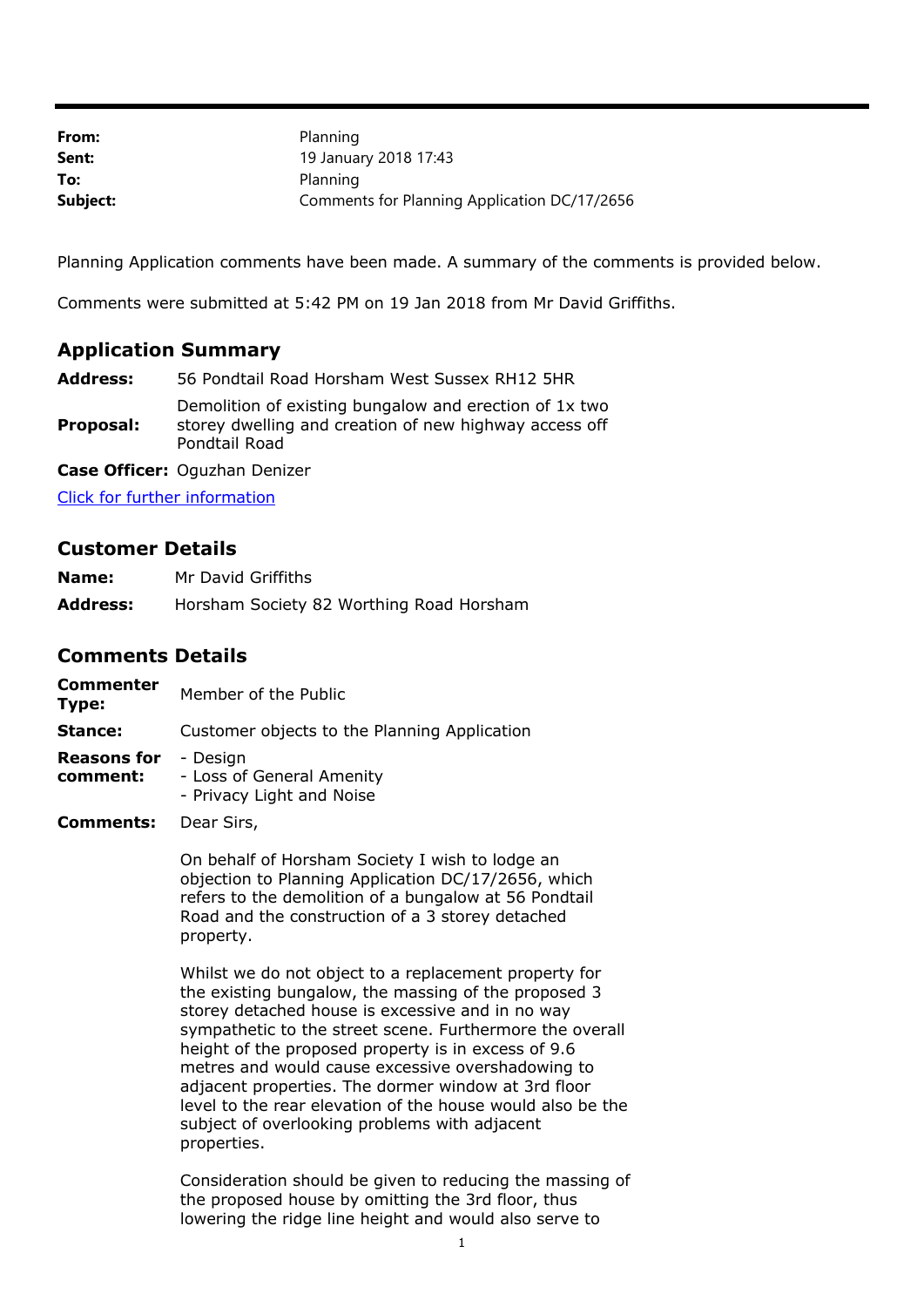| | |
|---|---|
| **From:** | Planning |
| **Sent:** | 19 January 2018 17:43 |
| **To:** | Planning |
| **Subject:** | Comments for Planning Application DC/17/2656 |

Planning Application comments have been made. A summary of the comments is provided below.

Comments were submitted at 5:42 PM on 19 Jan 2018 from Mr David Griffiths.

## Application Summary

| | |
|---|---|
| **Address:** | 56 Pondtail Road Horsham West Sussex RH12 5HR |
| **Proposal:** | Demolition of existing bungalow and erection of 1x two storey dwelling and creation of new highway access off Pondtail Road |
| **Case Officer:** | Oguzhan Denizer |

[Click for further information]

## Customer Details

| | |
|---|---|
| **Name:** | Mr David Griffiths |
| **Address:** | Horsham Society 82 Worthing Road Horsham |

## Comments Details

| | |
|---|---|
| **Commenter Type:** | Member of the Public |
| **Stance:** | Customer objects to the Planning Application |
| **Reasons for comment:** | - Design<br>- Loss of General Amenity<br>- Privacy Light and Noise |

**Comments:** Dear Sirs,

On behalf of Horsham Society I wish to lodge an objection to Planning Application DC/17/2656, which refers to the demolition of a bungalow at 56 Pondtail Road and the construction of a 3 storey detached property.

Whilst we do not object to a replacement property for the existing bungalow, the massing of the proposed 3 storey detached house is excessive and in no way sympathetic to the street scene. Furthermore the overall height of the proposed property is in excess of 9.6 metres and would cause excessive overshadowing to adjacent properties. The dormer window at 3rd floor level to the rear elevation of the house would also be the subject of overlooking problems with adjacent properties.

Consideration should be given to reducing the massing of the proposed house by omitting the 3rd floor, thus lowering the ridge line height and would also serve to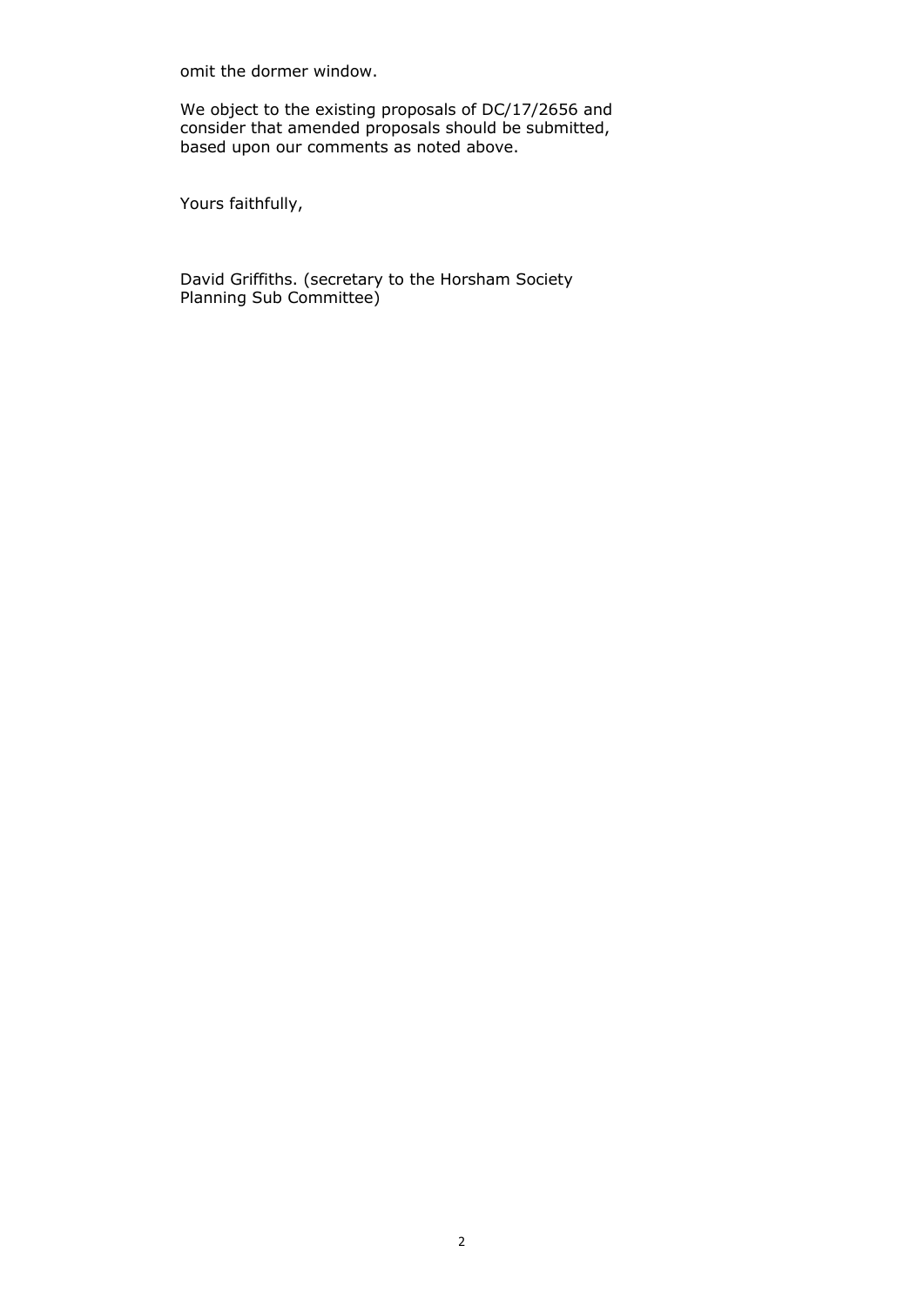omit the dormer window.

We object to the existing proposals of DC/17/2656 and consider that amended proposals should be submitted, based upon our comments as noted above.

Yours faithfully,

David Griffiths. (secretary to the Horsham Society Planning Sub Committee)